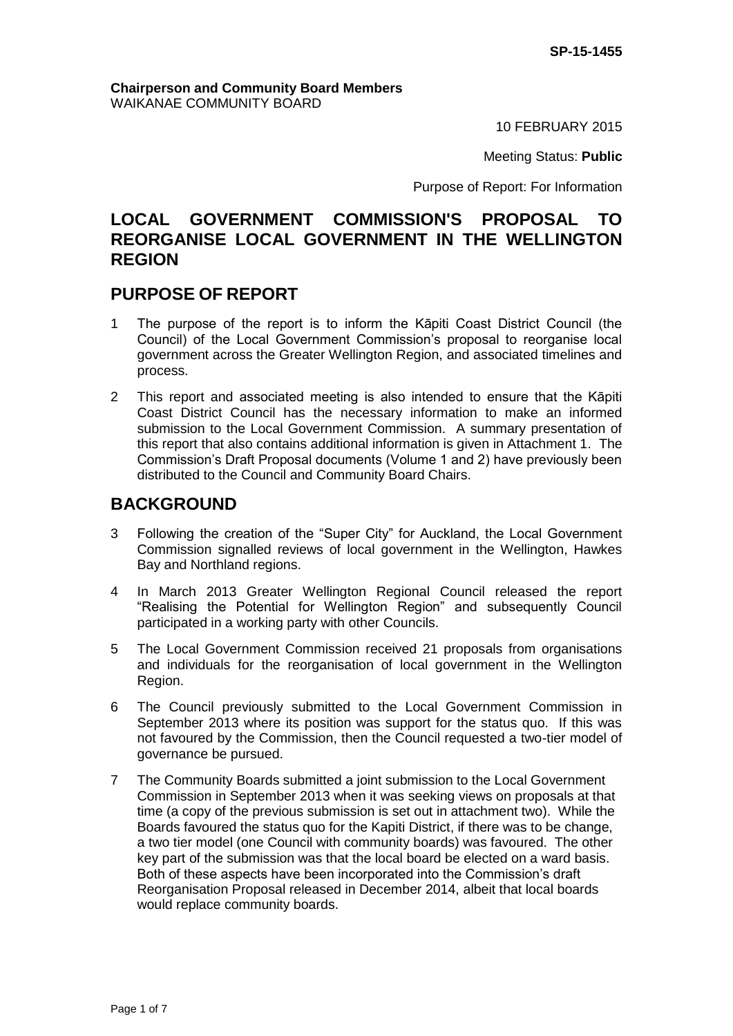SP-15-1455

**Chairperson and Community Board Members**
WAIKANAE COMMUNITY BOARD

10 FEBRUARY 2015

Meeting Status: **Public**

Purpose of Report: For Information

# LOCAL GOVERNMENT COMMISSION'S PROPOSAL TO REORGANISE LOCAL GOVERNMENT IN THE WELLINGTON REGION

## PURPOSE OF REPORT

1 The purpose of the report is to inform the Kāpiti Coast District Council (the Council) of the Local Government Commission's proposal to reorganise local government across the Greater Wellington Region, and associated timelines and process.

2 This report and associated meeting is also intended to ensure that the Kāpiti Coast District Council has the necessary information to make an informed submission to the Local Government Commission. A summary presentation of this report that also contains additional information is given in Attachment 1. The Commission's Draft Proposal documents (Volume 1 and 2) have previously been distributed to the Council and Community Board Chairs.

## BACKGROUND

3 Following the creation of the "Super City" for Auckland, the Local Government Commission signalled reviews of local government in the Wellington, Hawkes Bay and Northland regions.

4 In March 2013 Greater Wellington Regional Council released the report "Realising the Potential for Wellington Region" and subsequently Council participated in a working party with other Councils.

5 The Local Government Commission received 21 proposals from organisations and individuals for the reorganisation of local government in the Wellington Region.

6 The Council previously submitted to the Local Government Commission in September 2013 where its position was support for the status quo. If this was not favoured by the Commission, then the Council requested a two-tier model of governance be pursued.

7 The Community Boards submitted a joint submission to the Local Government Commission in September 2013 when it was seeking views on proposals at that time (a copy of the previous submission is set out in attachment two). While the Boards favoured the status quo for the Kapiti District, if there was to be change, a two tier model (one Council with community boards) was favoured. The other key part of the submission was that the local board be elected on a ward basis. Both of these aspects have been incorporated into the Commission's draft Reorganisation Proposal released in December 2014, albeit that local boards would replace community boards.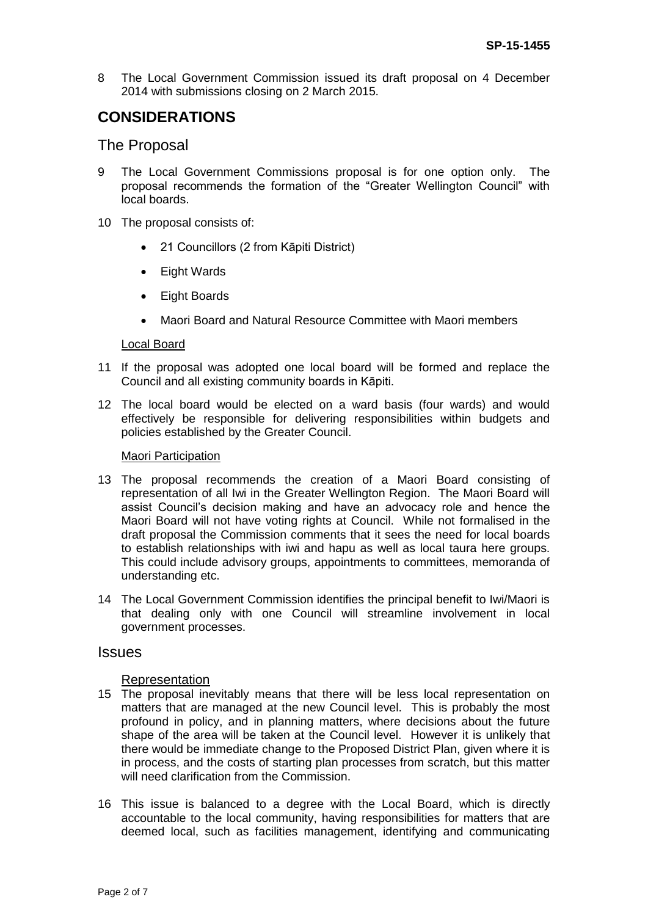8 The Local Government Commission issued its draft proposal on 4 December 2014 with submissions closing on 2 March 2015.

# CONSIDERATIONS

## The Proposal

9 The Local Government Commissions proposal is for one option only. The proposal recommends the formation of the "Greater Wellington Council" with local boards.

10 The proposal consists of:

- 21 Councillors (2 from Kāpiti District)
- Eight Wards
- Eight Boards
- Maori Board and Natural Resource Committee with Maori members

### Local Board

11 If the proposal was adopted one local board will be formed and replace the Council and all existing community boards in Kāpiti.

12 The local board would be elected on a ward basis (four wards) and would effectively be responsible for delivering responsibilities within budgets and policies established by the Greater Council.

### Maori Participation

13 The proposal recommends the creation of a Maori Board consisting of representation of all Iwi in the Greater Wellington Region. The Maori Board will assist Council's decision making and have an advocacy role and hence the Maori Board will not have voting rights at Council. While not formalised in the draft proposal the Commission comments that it sees the need for local boards to establish relationships with iwi and hapu as well as local taura here groups. This could include advisory groups, appointments to committees, memoranda of understanding etc.

14 The Local Government Commission identifies the principal benefit to Iwi/Maori is that dealing only with one Council will streamline involvement in local government processes.

## Issues

### Representation

15 The proposal inevitably means that there will be less local representation on matters that are managed at the new Council level. This is probably the most profound in policy, and in planning matters, where decisions about the future shape of the area will be taken at the Council level. However it is unlikely that there would be immediate change to the Proposed District Plan, given where it is in process, and the costs of starting plan processes from scratch, but this matter will need clarification from the Commission.

16 This issue is balanced to a degree with the Local Board, which is directly accountable to the local community, having responsibilities for matters that are deemed local, such as facilities management, identifying and communicating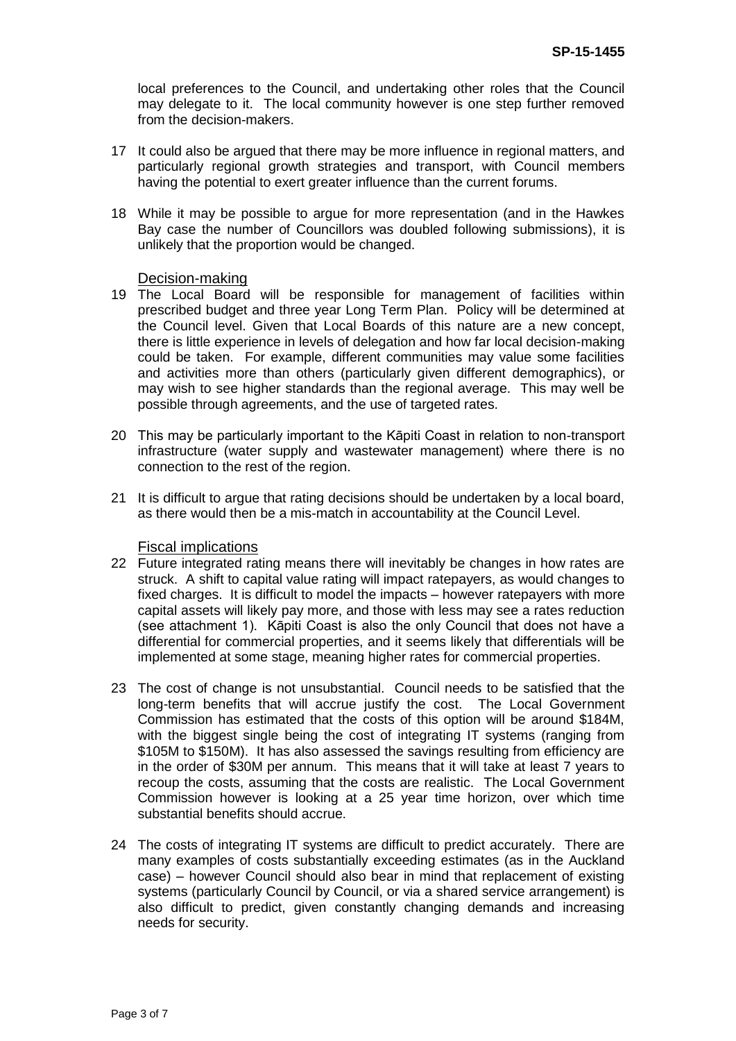local preferences to the Council, and undertaking other roles that the Council may delegate to it. The local community however is one step further removed from the decision-makers.

17 It could also be argued that there may be more influence in regional matters, and particularly regional growth strategies and transport, with Council members having the potential to exert greater influence than the current forums.

18 While it may be possible to argue for more representation (and in the Hawkes Bay case the number of Councillors was doubled following submissions), it is unlikely that the proportion would be changed.

### Decision-making

19 The Local Board will be responsible for management of facilities within prescribed budget and three year Long Term Plan. Policy will be determined at the Council level. Given that Local Boards of this nature are a new concept, there is little experience in levels of delegation and how far local decision-making could be taken. For example, different communities may value some facilities and activities more than others (particularly given different demographics), or may wish to see higher standards than the regional average. This may well be possible through agreements, and the use of targeted rates.

20 This may be particularly important to the Kāpiti Coast in relation to non-transport infrastructure (water supply and wastewater management) where there is no connection to the rest of the region.

21 It is difficult to argue that rating decisions should be undertaken by a local board, as there would then be a mis-match in accountability at the Council Level.

### Fiscal implications

22 Future integrated rating means there will inevitably be changes in how rates are struck. A shift to capital value rating will impact ratepayers, as would changes to fixed charges. It is difficult to model the impacts – however ratepayers with more capital assets will likely pay more, and those with less may see a rates reduction (see attachment 1). Kāpiti Coast is also the only Council that does not have a differential for commercial properties, and it seems likely that differentials will be implemented at some stage, meaning higher rates for commercial properties.

23 The cost of change is not unsubstantial. Council needs to be satisfied that the long-term benefits that will accrue justify the cost. The Local Government Commission has estimated that the costs of this option will be around $184M, with the biggest single being the cost of integrating IT systems (ranging from $105M to $150M). It has also assessed the savings resulting from efficiency are in the order of $30M per annum. This means that it will take at least 7 years to recoup the costs, assuming that the costs are realistic. The Local Government Commission however is looking at a 25 year time horizon, over which time substantial benefits should accrue.

24 The costs of integrating IT systems are difficult to predict accurately. There are many examples of costs substantially exceeding estimates (as in the Auckland case) – however Council should also bear in mind that replacement of existing systems (particularly Council by Council, or via a shared service arrangement) is also difficult to predict, given constantly changing demands and increasing needs for security.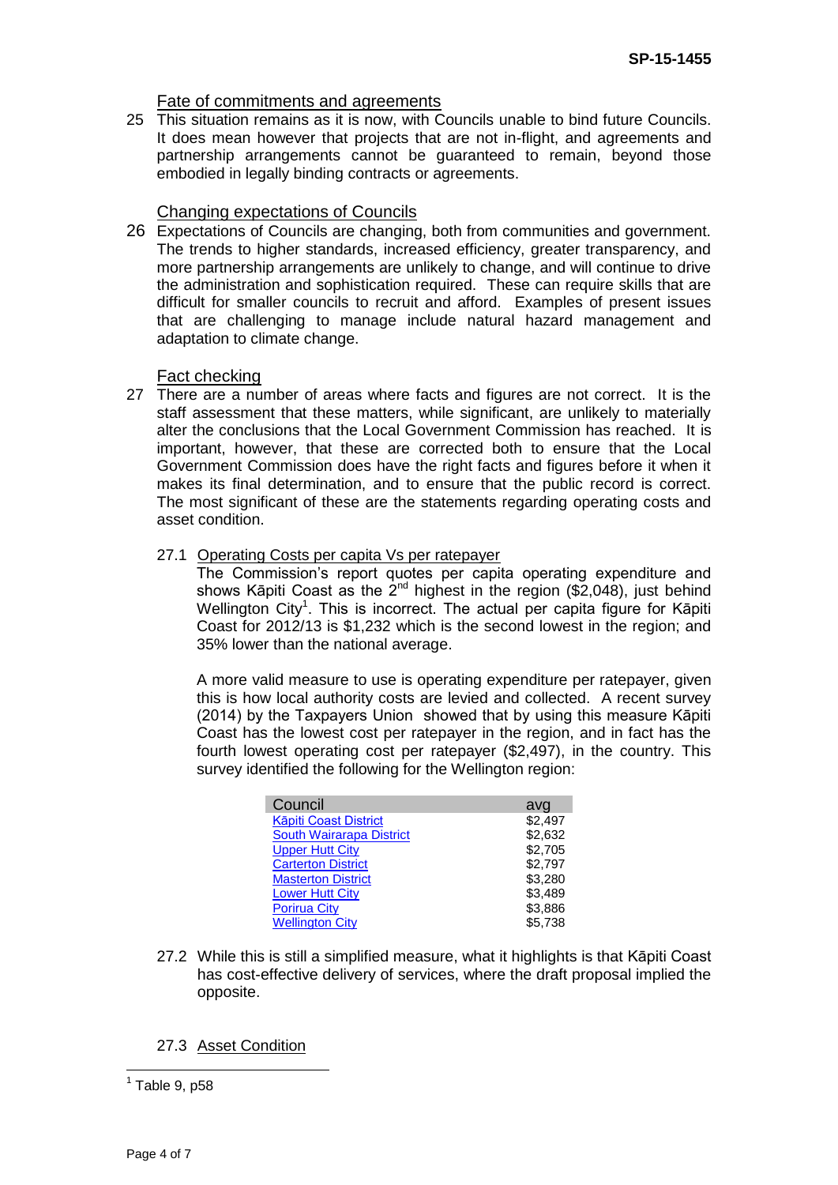### Fate of commitments and agreements

25 This situation remains as it is now, with Councils unable to bind future Councils. It does mean however that projects that are not in-flight, and agreements and partnership arrangements cannot be guaranteed to remain, beyond those embodied in legally binding contracts or agreements.

### Changing expectations of Councils

26 Expectations of Councils are changing, both from communities and government. The trends to higher standards, increased efficiency, greater transparency, and more partnership arrangements are unlikely to change, and will continue to drive the administration and sophistication required. These can require skills that are difficult for smaller councils to recruit and afford. Examples of present issues that are challenging to manage include natural hazard management and adaptation to climate change.

### Fact checking

27 There are a number of areas where facts and figures are not correct. It is the staff assessment that these matters, while significant, are unlikely to materially alter the conclusions that the Local Government Commission has reached. It is important, however, that these are corrected both to ensure that the Local Government Commission does have the right facts and figures before it when it makes its final determination, and to ensure that the public record is correct. The most significant of these are the statements regarding operating costs and asset condition.

27.1 Operating Costs per capita Vs per ratepayer

The Commission's report quotes per capita operating expenditure and shows Kāpiti Coast as the 2nd highest in the region ($2,048), just behind Wellington City[1]. This is incorrect. The actual per capita figure for Kāpiti Coast for 2012/13 is $1,232 which is the second lowest in the region; and 35% lower than the national average.

A more valid measure to use is operating expenditure per ratepayer, given this is how local authority costs are levied and collected. A recent survey (2014) by the Taxpayers Union showed that by using this measure Kāpiti Coast has the lowest cost per ratepayer in the region, and in fact has the fourth lowest operating cost per ratepayer ($2,497), in the country. This survey identified the following for the Wellington region:

| Council | avg |
|---|---|
| Kāpiti Coast District | $2,497 |
| South Wairarapa District | $2,632 |
| Upper Hutt City | $2,705 |
| Carterton District | $2,797 |
| Masterton District | $3,280 |
| Lower Hutt City | $3,489 |
| Porirua City | $3,886 |
| Wellington City | $5,738 |

27.2 While this is still a simplified measure, what it highlights is that Kāpiti Coast has cost-effective delivery of services, where the draft proposal implied the opposite.

27.3 Asset Condition

[1] Table 9, p58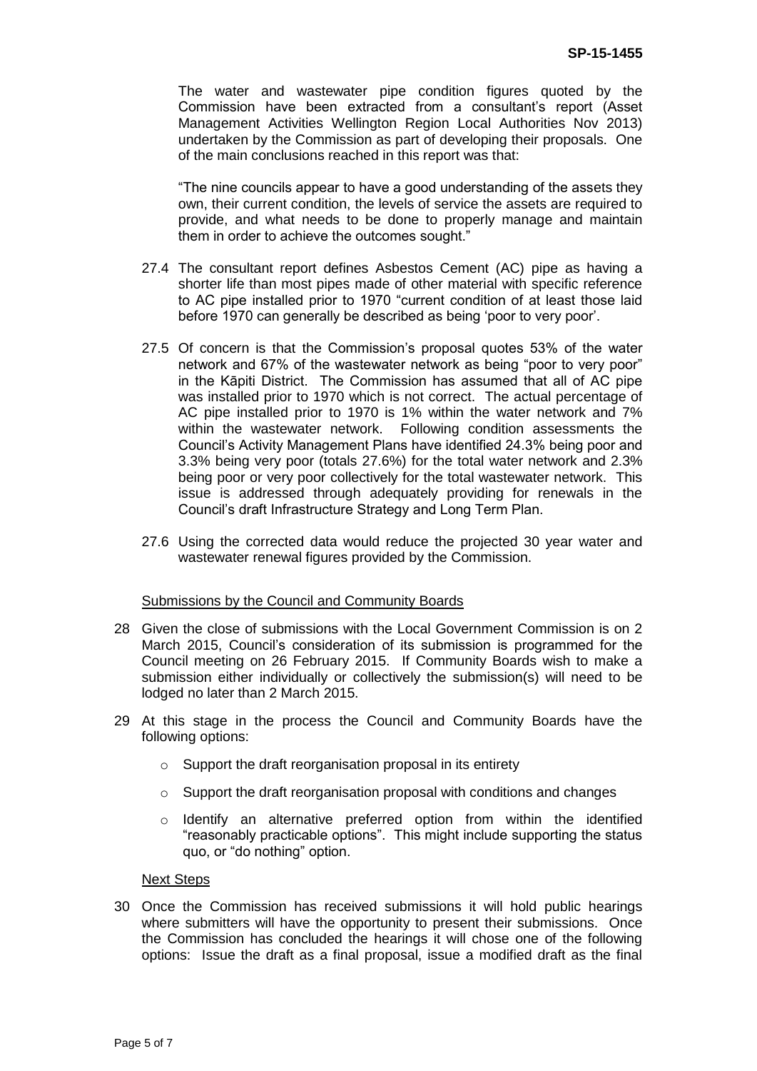The water and wastewater pipe condition figures quoted by the Commission have been extracted from a consultant's report (Asset Management Activities Wellington Region Local Authorities Nov 2013) undertaken by the Commission as part of developing their proposals. One of the main conclusions reached in this report was that:

"The nine councils appear to have a good understanding of the assets they own, their current condition, the levels of service the assets are required to provide, and what needs to be done to properly manage and maintain them in order to achieve the outcomes sought."

27.4 The consultant report defines Asbestos Cement (AC) pipe as having a shorter life than most pipes made of other material with specific reference to AC pipe installed prior to 1970 "current condition of at least those laid before 1970 can generally be described as being 'poor to very poor'.

27.5 Of concern is that the Commission's proposal quotes 53% of the water network and 67% of the wastewater network as being "poor to very poor" in the Kāpiti District. The Commission has assumed that all of AC pipe was installed prior to 1970 which is not correct. The actual percentage of AC pipe installed prior to 1970 is 1% within the water network and 7% within the wastewater network. Following condition assessments the Council's Activity Management Plans have identified 24.3% being poor and 3.3% being very poor (totals 27.6%) for the total water network and 2.3% being poor or very poor collectively for the total wastewater network. This issue is addressed through adequately providing for renewals in the Council's draft Infrastructure Strategy and Long Term Plan.

27.6 Using the corrected data would reduce the projected 30 year water and wastewater renewal figures provided by the Commission.

### Submissions by the Council and Community Boards

28 Given the close of submissions with the Local Government Commission is on 2 March 2015, Council's consideration of its submission is programmed for the Council meeting on 26 February 2015. If Community Boards wish to make a submission either individually or collectively the submission(s) will need to be lodged no later than 2 March 2015.

29 At this stage in the process the Council and Community Boards have the following options:

- Support the draft reorganisation proposal in its entirety
- Support the draft reorganisation proposal with conditions and changes
- Identify an alternative preferred option from within the identified "reasonably practicable options". This might include supporting the status quo, or "do nothing" option.

### Next Steps

30 Once the Commission has received submissions it will hold public hearings where submitters will have the opportunity to present their submissions. Once the Commission has concluded the hearings it will chose one of the following options: Issue the draft as a final proposal, issue a modified draft as the final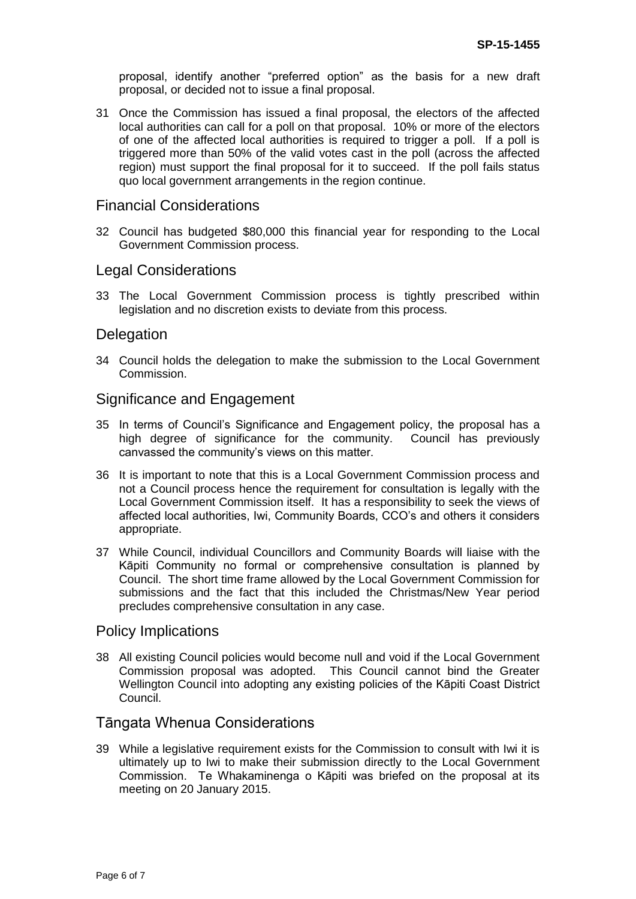proposal, identify another "preferred option" as the basis for a new draft proposal, or decided not to issue a final proposal.

31 Once the Commission has issued a final proposal, the electors of the affected local authorities can call for a poll on that proposal. 10% or more of the electors of one of the affected local authorities is required to trigger a poll. If a poll is triggered more than 50% of the valid votes cast in the poll (across the affected region) must support the final proposal for it to succeed. If the poll fails status quo local government arrangements in the region continue.

## Financial Considerations

32 Council has budgeted $80,000 this financial year for responding to the Local Government Commission process.

## Legal Considerations

33 The Local Government Commission process is tightly prescribed within legislation and no discretion exists to deviate from this process.

## Delegation

34 Council holds the delegation to make the submission to the Local Government Commission.

## Significance and Engagement

35 In terms of Council's Significance and Engagement policy, the proposal has a high degree of significance for the community. Council has previously canvassed the community's views on this matter.

36 It is important to note that this is a Local Government Commission process and not a Council process hence the requirement for consultation is legally with the Local Government Commission itself. It has a responsibility to seek the views of affected local authorities, Iwi, Community Boards, CCO's and others it considers appropriate.

37 While Council, individual Councillors and Community Boards will liaise with the Kāpiti Community no formal or comprehensive consultation is planned by Council. The short time frame allowed by the Local Government Commission for submissions and the fact that this included the Christmas/New Year period precludes comprehensive consultation in any case.

## Policy Implications

38 All existing Council policies would become null and void if the Local Government Commission proposal was adopted. This Council cannot bind the Greater Wellington Council into adopting any existing policies of the Kāpiti Coast District Council.

## Tāngata Whenua Considerations

39 While a legislative requirement exists for the Commission to consult with Iwi it is ultimately up to Iwi to make their submission directly to the Local Government Commission. Te Whakaminenga o Kāpiti was briefed on the proposal at its meeting on 20 January 2015.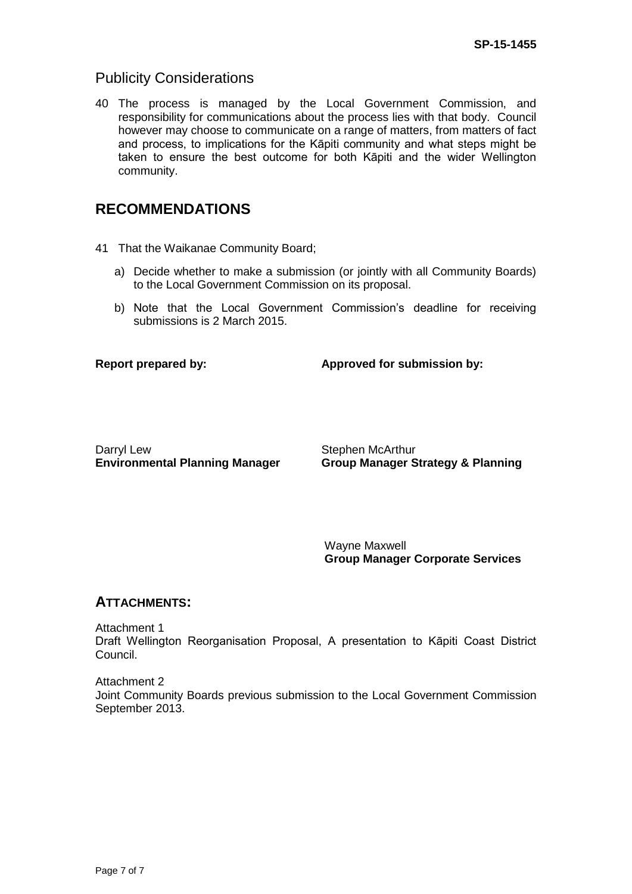## Publicity Considerations

40 The process is managed by the Local Government Commission, and responsibility for communications about the process lies with that body. Council however may choose to communicate on a range of matters, from matters of fact and process, to implications for the Kāpiti community and what steps might be taken to ensure the best outcome for both Kāpiti and the wider Wellington community.

# RECOMMENDATIONS

41 That the Waikanae Community Board;

a) Decide whether to make a submission (or jointly with all Community Boards) to the Local Government Commission on its proposal.

b) Note that the Local Government Commission's deadline for receiving submissions is 2 March 2015.

| | |
|---|---|
| **Report prepared by:** | **Approved for submission by:** |
| Darryl Lew<br>**Environmental Planning Manager** | Stephen McArthur<br>**Group Manager Strategy & Planning** |
| | Wayne Maxwell<br>**Group Manager Corporate Services** |

## ATTACHMENTS:

Attachment 1
Draft Wellington Reorganisation Proposal, A presentation to Kāpiti Coast District Council.

Attachment 2
Joint Community Boards previous submission to the Local Government Commission September 2013.